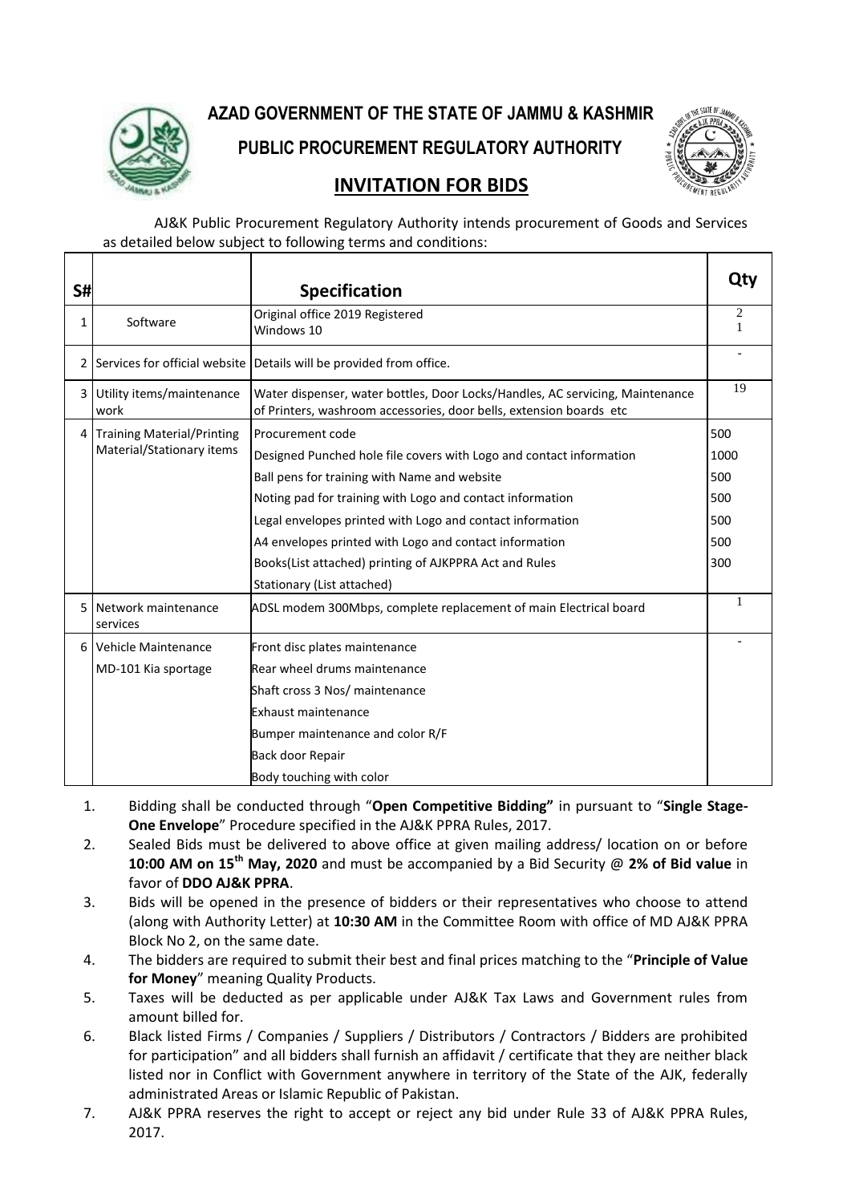## AZAD GOVERNMENT OF THE STATE OF JAMMU & KASHMIR

## PUBLIC PROCUREMENT REGULATORY AUTHORITY

## INVITATION FOR BIDS

AJ&K Public Procurement Regulatory Authority intends procurement of Goods and Services as detailed below subject to following terms and conditions:

| S# | | Specification | Qty |
|---|---|---|---|
| 1 | Software | Original office 2019 Registered<br>Windows 10 | 2<br>1 |
| 2 | Services for official website | Details will be provided from office. | - |
| 3 | Utility items/maintenance work | Water dispenser, water bottles, Door Locks/Handles, AC servicing, Maintenance of Printers, washroom accessories, door bells, extension boards etc | 19 |
| 4 | Training Material/Printing Material/Stationary items | Procurement code | 500 |
| | | Designed Punched hole file covers with Logo and contact information | 1000 |
| | | Ball pens for training with Name and website | 500 |
| | | Noting pad for training with Logo and contact information | 500 |
| | | Legal envelopes printed with Logo and contact information | 500 |
| | | A4 envelopes printed with Logo and contact information | 500 |
| | | Books(List attached) printing of AJKPPRA Act and Rules | 300 |
| | | Stationary (List attached) | |
| 5 | Network maintenance services | ADSL modem 300Mbps, complete replacement of main Electrical board | 1 |
| 6 | Vehicle Maintenance<br>MD-101 Kia sportage | Front disc plates maintenance<br>Rear wheel drums maintenance<br>Shaft cross 3 Nos/ maintenance<br>Exhaust maintenance<br>Bumper maintenance and color R/F<br>Back door Repair<br>Body touching with color | - |

1. Bidding shall be conducted through "**Open Competitive Bidding**" in pursuant to "**Single Stage-One Envelope**" Procedure specified in the AJ&K PPRA Rules, 2017.
2. Sealed Bids must be delivered to above office at given mailing address/ location on or before **10:00 AM on 15th May, 2020** and must be accompanied by a Bid Security @ **2% of Bid value** in favor of **DDO AJ&K PPRA**.
3. Bids will be opened in the presence of bidders or their representatives who choose to attend (along with Authority Letter) at **10:30 AM** in the Committee Room with office of MD AJ&K PPRA Block No 2, on the same date.
4. The bidders are required to submit their best and final prices matching to the "**Principle of Value for Money**" meaning Quality Products.
5. Taxes will be deducted as per applicable under AJ&K Tax Laws and Government rules from amount billed for.
6. Black listed Firms / Companies / Suppliers / Distributors / Contractors / Bidders are prohibited for participation" and all bidders shall furnish an affidavit / certificate that they are neither black listed nor in Conflict with Government anywhere in territory of the State of the AJK, federally administrated Areas or Islamic Republic of Pakistan.
7. AJ&K PPRA reserves the right to accept or reject any bid under Rule 33 of AJ&K PPRA Rules, 2017.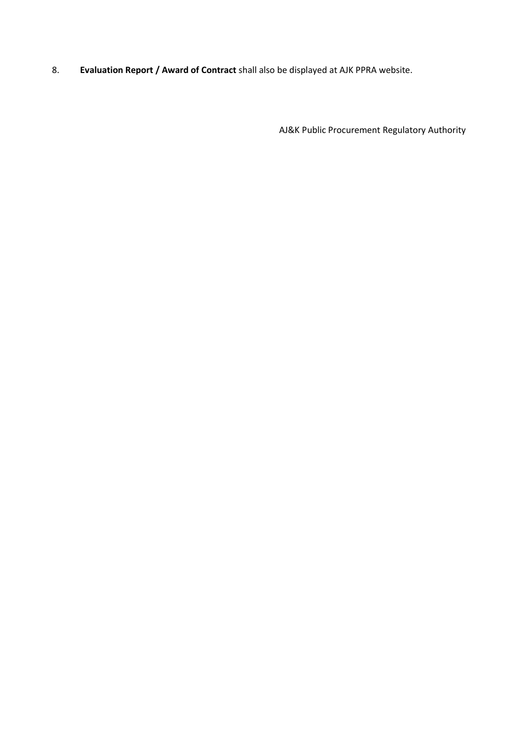8. **Evaluation Report / Award of Contract** shall also be displayed at AJK PPRA website.

AJ&K Public Procurement Regulatory Authority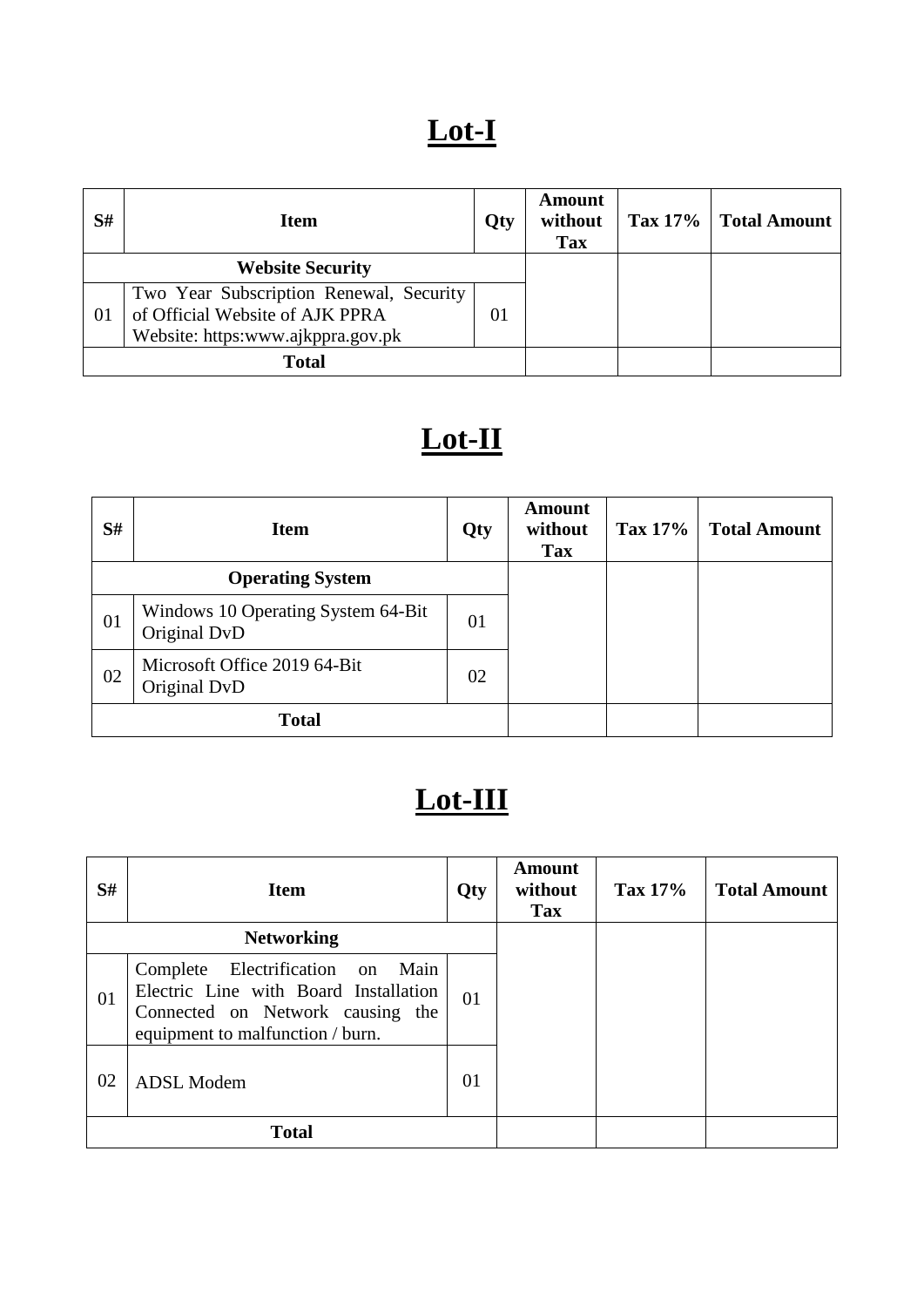# Lot-I

| S# | Item | Qty | Amount without Tax | Tax 17% | Total Amount |
|---|---|---|---|---|---|
| | **Website Security** | | | | |
| 01 | Two Year Subscription Renewal, Security of Official Website of AJK PPRA Website: https:www.ajkppra.gov.pk | 01 | | | |
| | **Total** | | | | |

# Lot-II

| S# | Item | Qty | Amount without Tax | Tax 17% | Total Amount |
|---|---|---|---|---|---|
| | **Operating System** | | | | |
| 01 | Windows 10 Operating System 64-Bit Original DvD | 01 | | | |
| 02 | Microsoft Office 2019 64-Bit Original DvD | 02 | | | |
| | **Total** | | | | |

# Lot-III

| S# | Item | Qty | Amount without Tax | Tax 17% | Total Amount |
|---|---|---|---|---|---|
| | **Networking** | | | | |
| 01 | Complete Electrification on Main Electric Line with Board Installation Connected on Network causing the equipment to malfunction / burn. | 01 | | | |
| 02 | ADSL Modem | 01 | | | |
| | **Total** | | | | |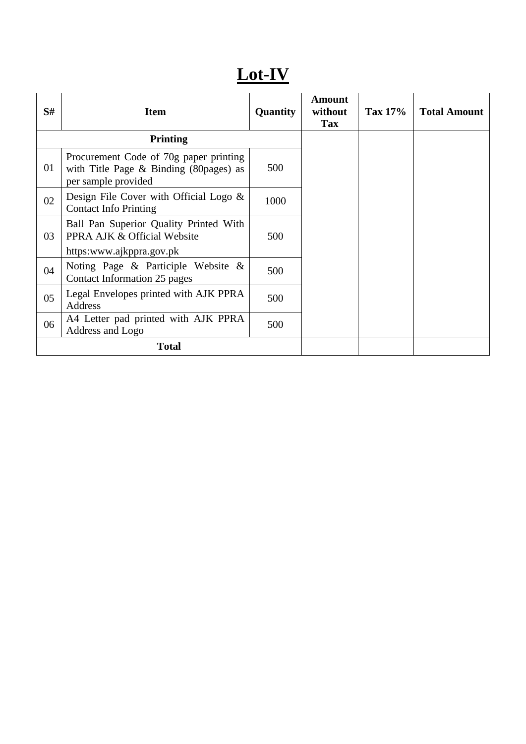# Lot-IV

| S# | Item | Quantity | Amount without Tax | Tax 17% | Total Amount |
|---|---|---|---|---|---|
| **Printing** | | | | | |
| 01 | Procurement Code of 70g paper printing with Title Page & Binding (80pages) as per sample provided | 500 | | | |
| 02 | Design File Cover with Official Logo & Contact Info Printing | 1000 | | | |
| 03 | Ball Pan Superior Quality Printed With PPRA AJK & Official Website https:www.ajkppra.gov.pk | 500 | | | |
| 04 | Noting Page & Participle Website & Contact Information 25 pages | 500 | | | |
| 05 | Legal Envelopes printed with AJK PPRA Address | 500 | | | |
| 06 | A4 Letter pad printed with AJK PPRA Address and Logo | 500 | | | |
| **Total** | | | | | |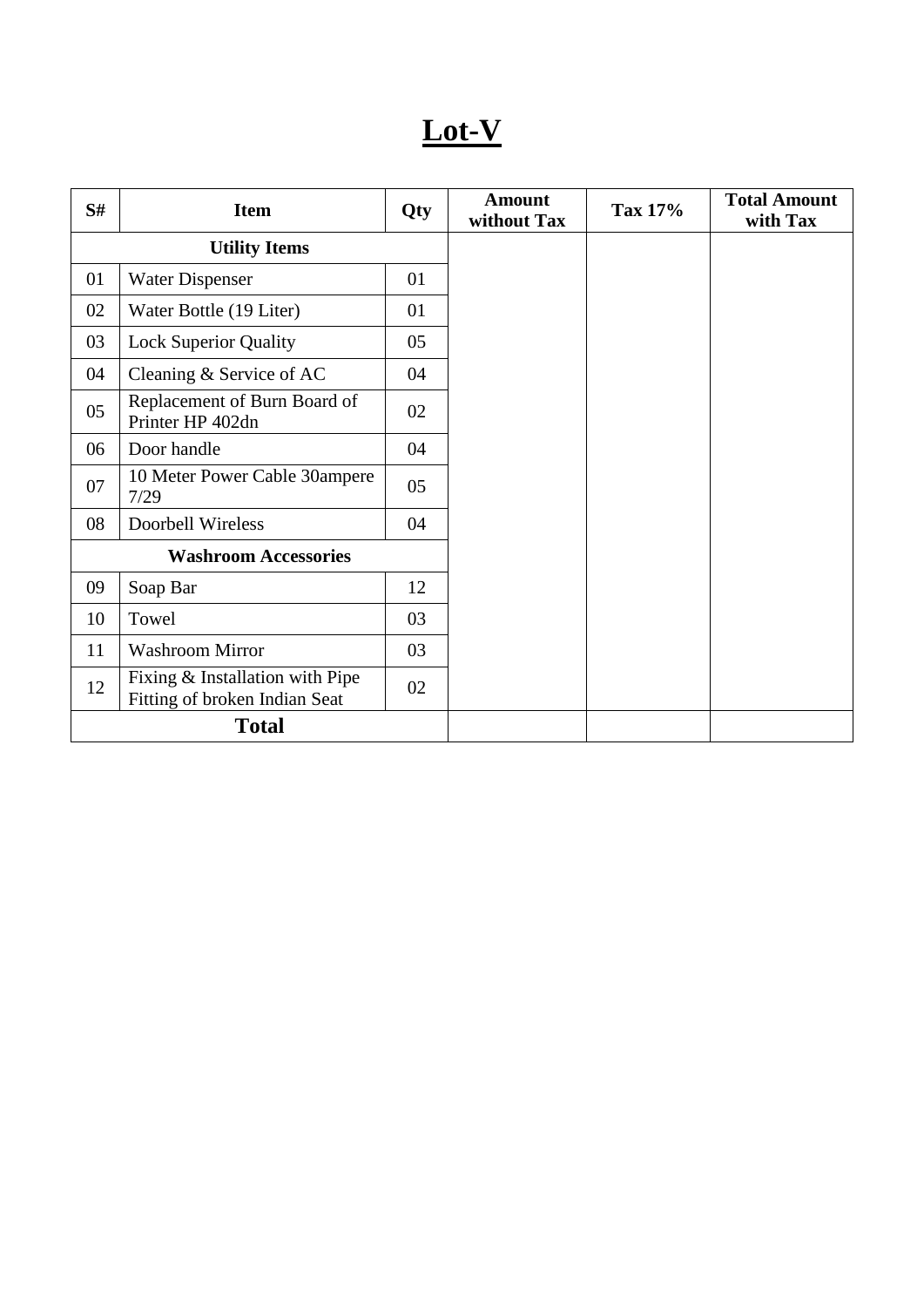# Lot-V

| S# | Item | Qty | Amount without Tax | Tax 17% | Total Amount with Tax |
|---|---|---|---|---|---|
| **Utility Items** | | | | | |
| 01 | Water Dispenser | 01 | | | |
| 02 | Water Bottle (19 Liter) | 01 | | | |
| 03 | Lock Superior Quality | 05 | | | |
| 04 | Cleaning & Service of AC | 04 | | | |
| 05 | Replacement of Burn Board of Printer HP 402dn | 02 | | | |
| 06 | Door handle | 04 | | | |
| 07 | 10 Meter Power Cable 30ampere 7/29 | 05 | | | |
| 08 | Doorbell Wireless | 04 | | | |
| **Washroom Accessories** | | | | | |
| 09 | Soap Bar | 12 | | | |
| 10 | Towel | 03 | | | |
| 11 | Washroom Mirror | 03 | | | |
| 12 | Fixing & Installation with Pipe Fitting of broken Indian Seat | 02 | | | |
| **Total** | | | | | |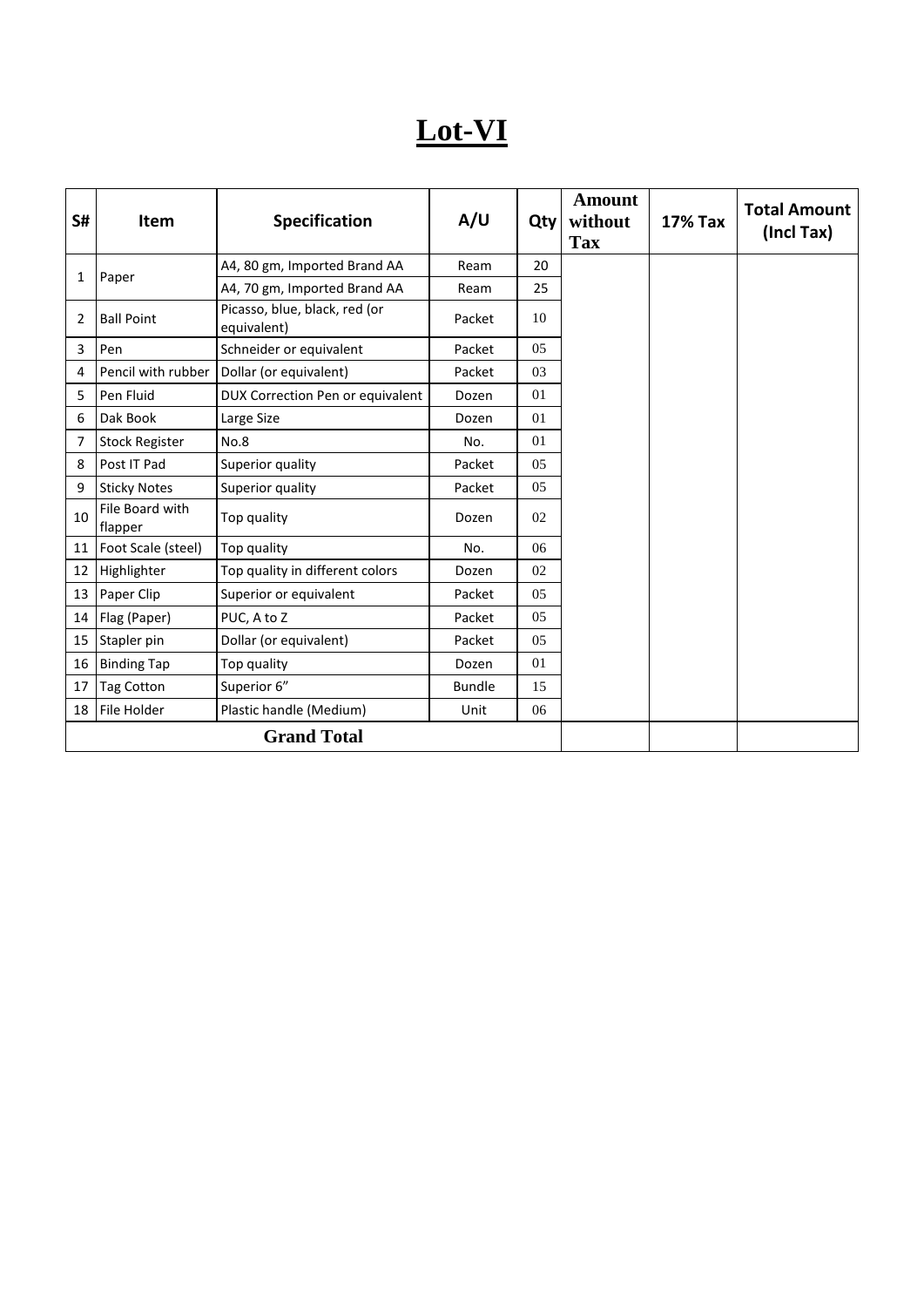# Lot-VI

| S# | Item | Specification | A/U | Qty | Amount without Tax | 17% Tax | Total Amount (Incl Tax) |
|---|---|---|---|---|---|---|---|
| 1 | Paper | A4, 80 gm, Imported Brand AA | Ream | 20 | | | |
| | | A4, 70 gm, Imported Brand AA | Ream | 25 | | | |
| 2 | Ball Point | Picasso, blue, black, red (or equivalent) | Packet | 10 | | | |
| 3 | Pen | Schneider or equivalent | Packet | 05 | | | |
| 4 | Pencil with rubber | Dollar (or equivalent) | Packet | 03 | | | |
| 5 | Pen Fluid | DUX Correction Pen or equivalent | Dozen | 01 | | | |
| 6 | Dak Book | Large Size | Dozen | 01 | | | |
| 7 | Stock Register | No.8 | No. | 01 | | | |
| 8 | Post IT Pad | Superior quality | Packet | 05 | | | |
| 9 | Sticky Notes | Superior quality | Packet | 05 | | | |
| 10 | File Board with flapper | Top quality | Dozen | 02 | | | |
| 11 | Foot Scale (steel) | Top quality | No. | 06 | | | |
| 12 | Highlighter | Top quality in different colors | Dozen | 02 | | | |
| 13 | Paper Clip | Superior or equivalent | Packet | 05 | | | |
| 14 | Flag (Paper) | PUC, A to Z | Packet | 05 | | | |
| 15 | Stapler pin | Dollar (or equivalent) | Packet | 05 | | | |
| 16 | Binding Tap | Top quality | Dozen | 01 | | | |
| 17 | Tag Cotton | Superior 6” | Bundle | 15 | | | |
| 18 | File Holder | Plastic handle (Medium) | Unit | 06 | | | |
| **Grand Total** | | | | | | | |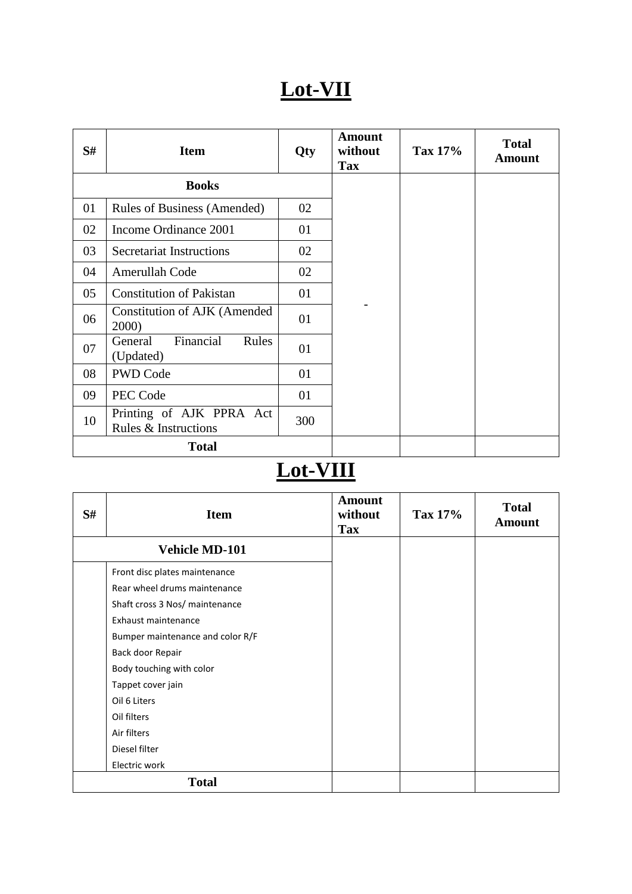# Lot-VII

| S# | Item | Qty | Amount without Tax | Tax 17% | Total Amount |
|---|---|---|---|---|---|
| | **Books** | | | | |
| 01 | Rules of Business (Amended) | 02 | | | |
| 02 | Income Ordinance 2001 | 01 | | | |
| 03 | Secretariat Instructions | 02 | | | |
| 04 | Amerullah Code | 02 | | | |
| 05 | Constitution of Pakistan | 01 | - | | |
| 06 | Constitution of AJK (Amended 2000) | 01 | | | |
| 07 | General Financial Rules (Updated) | 01 | | | |
| 08 | PWD Code | 01 | | | |
| 09 | PEC Code | 01 | | | |
| 10 | Printing of AJK PPRA Act Rules & Instructions | 300 | | | |
| | **Total** | | | | |

# Lot-VIII

| S# | Item | Amount without Tax | Tax 17% | Total Amount |
|---|---|---|---|---|
| | **Vehicle MD-101** | | | |
| | Front disc plates maintenance<br>Rear wheel drums maintenance<br>Shaft cross 3 Nos/ maintenance<br>Exhaust maintenance<br>Bumper maintenance and color R/F<br>Back door Repair<br>Body touching with color<br>Tappet cover jain<br>Oil 6 Liters<br>Oil filters<br>Air filters<br>Diesel filter<br>Electric work | | | |
| | **Total** | | | |